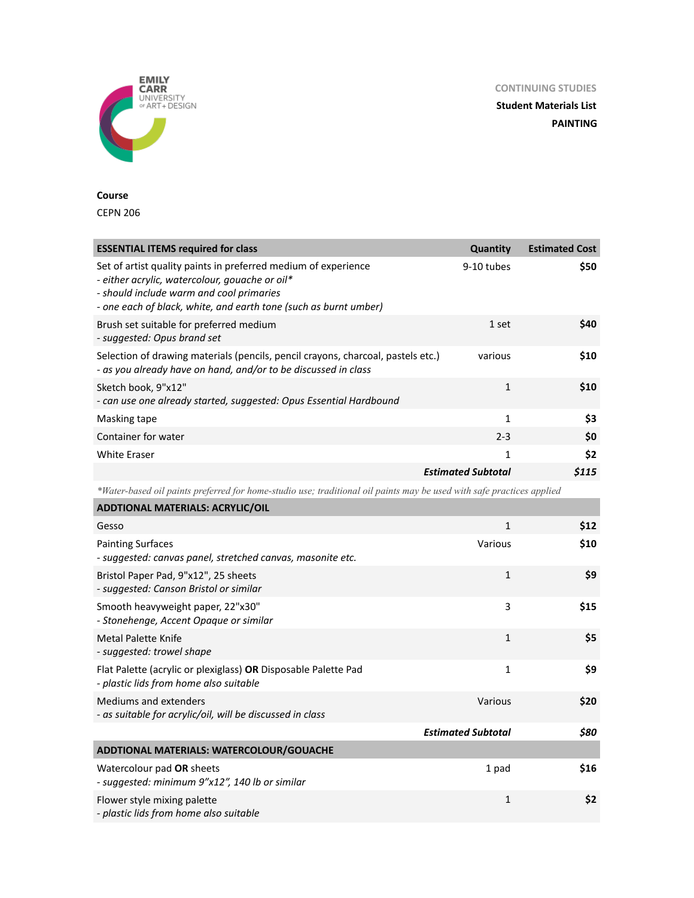EMILY CARR UNIVERSITY OF ART + DESIGN

CONTINUING STUDIES

**Student Materials List**

**PAINTING**

**Course**

CEPN 206

| **ESSENTIAL ITEMS required for class** | **Quantity** | **Estimated Cost** |
|---|---|---|
| Set of artist quality paints in preferred medium of experience<br>*- either acrylic, watercolour, gouache or oil**<br>*- should include warm and cool primaries*<br>*- one each of black, white, and earth tone (such as burnt umber)* | 9-10 tubes | **$50** |
| Brush set suitable for preferred medium<br>*- suggested: Opus brand set* | 1 set | **$40** |
| Selection of drawing materials (pencils, pencil crayons, charcoal, pastels etc.)<br>*- as you already have on hand, and/or to be discussed in class* | various | **$10** |
| Sketch book, 9"x12"<br>*- can use one already started, suggested: Opus Essential Hardbound* | 1 | **$10** |
| Masking tape | 1 | **$3** |
| Container for water | 2-3 | **$0** |
| White Eraser | 1 | **$2** |
| | ***Estimated Subtotal*** | ***$115*** |

**Water-based oil paints preferred for home-studio use; traditional oil paints may be used with safe practices applied*

| **ADDTIONAL MATERIALS: ACRYLIC/OIL** | | |
|---|---|---|
| Gesso | 1 | **$12** |
| Painting Surfaces<br>*- suggested: canvas panel, stretched canvas, masonite etc.* | Various | **$10** |
| Bristol Paper Pad, 9"x12", 25 sheets<br>*- suggested: Canson Bristol or similar* | 1 | **$9** |
| Smooth heavyweight paper, 22"x30"<br>*- Stonehenge, Accent Opaque or similar* | 3 | **$15** |
| Metal Palette Knife<br>*- suggested: trowel shape* | 1 | **$5** |
| Flat Palette (acrylic or plexiglass) **OR** Disposable Palette Pad<br>*- plastic lids from home also suitable* | 1 | **$9** |
| Mediums and extenders<br>*- as suitable for acrylic/oil, will be discussed in class* | Various | **$20** |
| | ***Estimated Subtotal*** | ***$80*** |

| **ADDTIONAL MATERIALS: WATERCOLOUR/GOUACHE** | | |
|---|---|---|
| Watercolour pad **OR** sheets<br>*- suggested: minimum 9"x12", 140 lb or similar* | 1 pad | **$16** |
| Flower style mixing palette<br>*- plastic lids from home also suitable* | 1 | **$2** |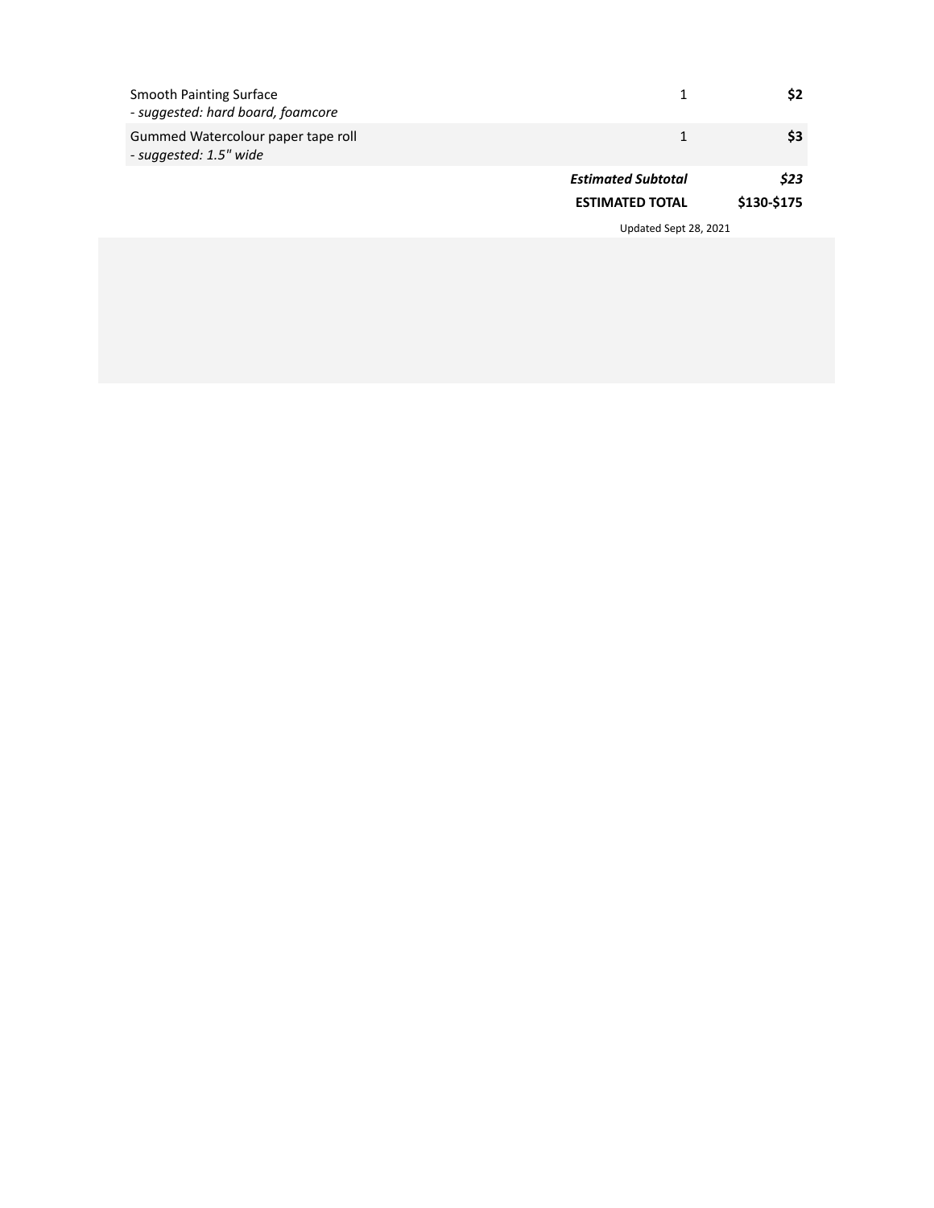| | | |
|---|---|---|
| Smooth Painting Surface<br>*- suggested: hard board, foamcore* | 1 | **$2** |
| Gummed Watercolour paper tape roll<br>*- suggested: 1.5" wide* | 1 | **$3** |
| | ***Estimated Subtotal*** | ***$23*** |
| | **ESTIMATED TOTAL** | **$130-$175** |

Updated Sept 28, 2021